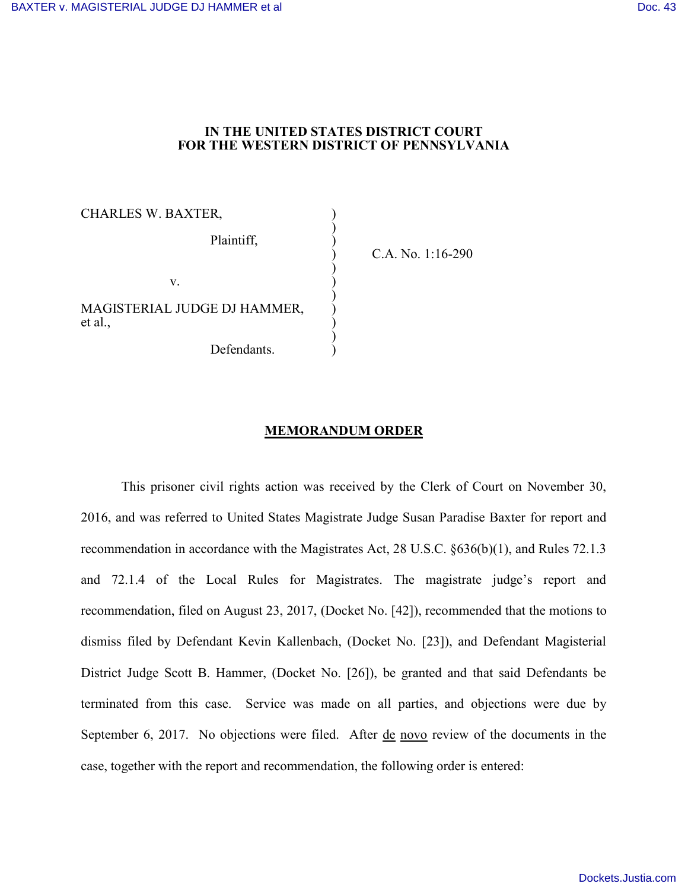**IN THE UNITED STATES DISTRICT COURT**
**FOR THE WESTERN DISTRICT OF PENNSYLVANIA**

| | | |
|---|---|---|
| CHARLES W. BAXTER, | ) | |
| | ) | |
| Plaintiff, | ) | |
| | ) | C.A. No. 1:16-290 |
| | ) | |
| v. | ) | |
| | ) | |
| MAGISTERIAL JUDGE DJ HAMMER, et al., | ) | |
| | ) | |
| Defendants. | ) | |

**MEMORANDUM ORDER**

This prisoner civil rights action was received by the Clerk of Court on November 30, 2016, and was referred to United States Magistrate Judge Susan Paradise Baxter for report and recommendation in accordance with the Magistrates Act, 28 U.S.C. §636(b)(1), and Rules 72.1.3 and 72.1.4 of the Local Rules for Magistrates. The magistrate judge's report and recommendation, filed on August 23, 2017, (Docket No. [42]), recommended that the motions to dismiss filed by Defendant Kevin Kallenbach, (Docket No. [23]), and Defendant Magisterial District Judge Scott B. Hammer, (Docket No. [26]), be granted and that said Defendants be terminated from this case. Service was made on all parties, and objections were due by September 6, 2017. No objections were filed. After de novo review of the documents in the case, together with the report and recommendation, the following order is entered: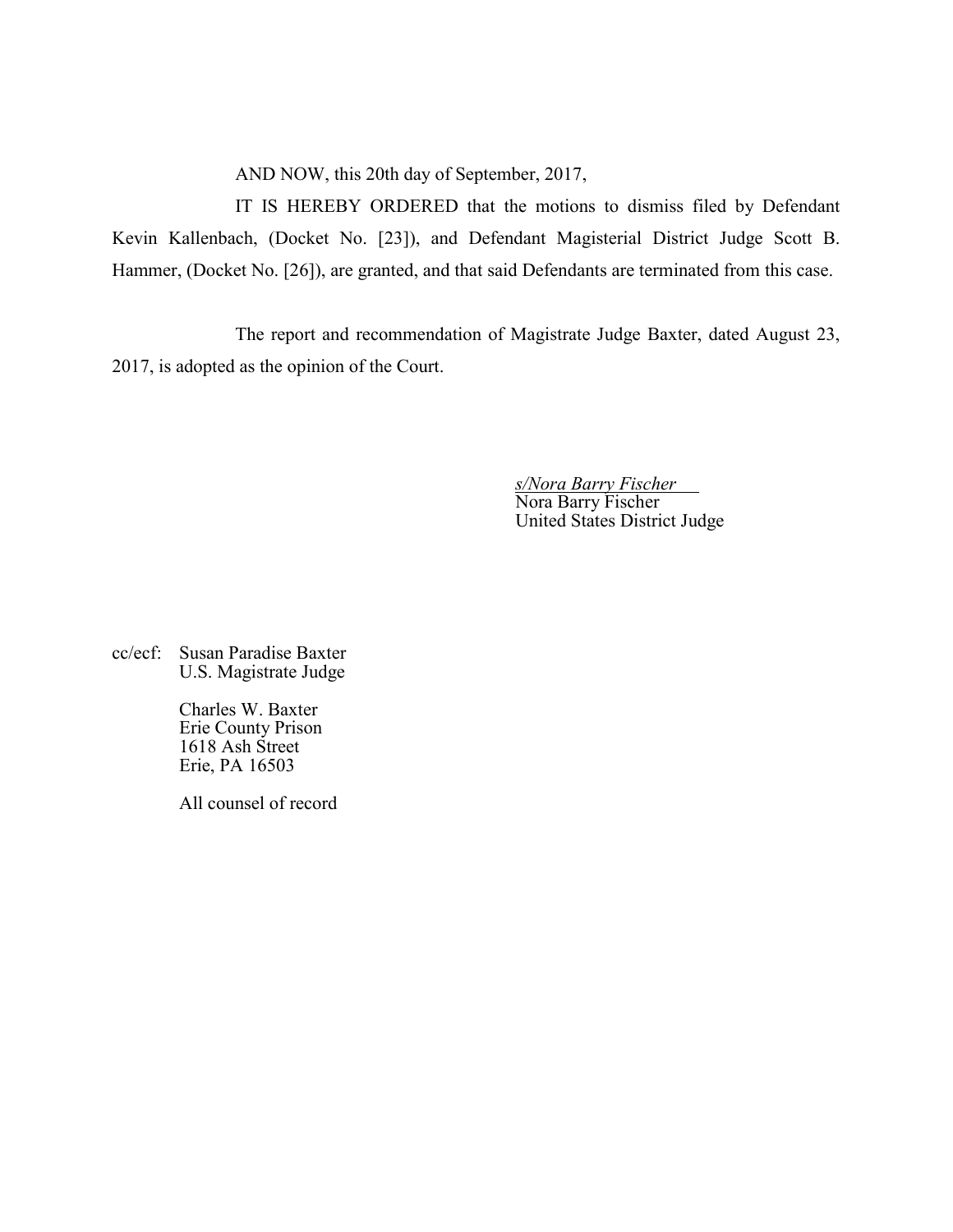AND NOW, this 20th day of September, 2017,

IT IS HEREBY ORDERED that the motions to dismiss filed by Defendant Kevin Kallenbach, (Docket No. [23]), and Defendant Magisterial District Judge Scott B. Hammer, (Docket No. [26]), are granted, and that said Defendants are terminated from this case.

The report and recommendation of Magistrate Judge Baxter, dated August 23, 2017, is adopted as the opinion of the Court.

*s/Nora Barry Fischer*
Nora Barry Fischer
United States District Judge

cc/ecf: Susan Paradise Baxter
U.S. Magistrate Judge

Charles W. Baxter
Erie County Prison
1618 Ash Street
Erie, PA 16503

All counsel of record